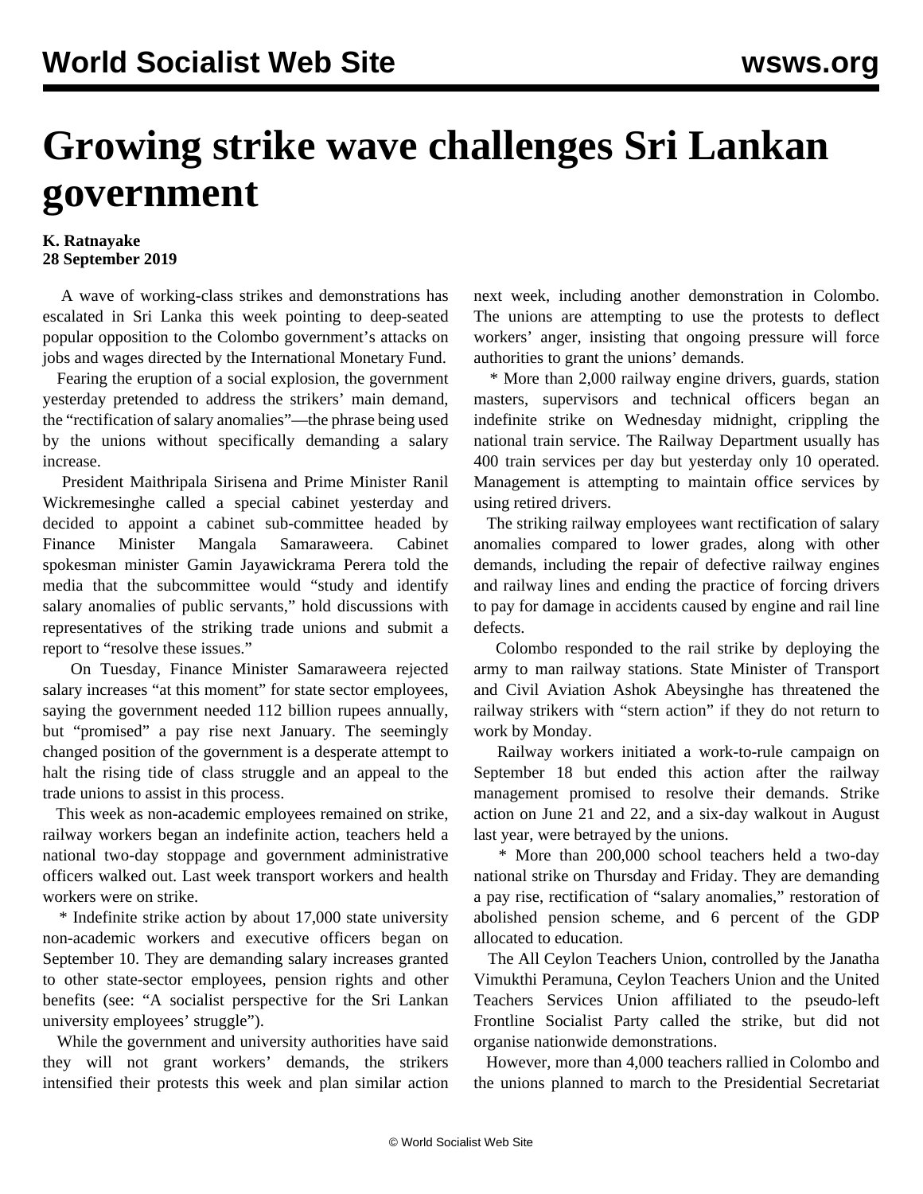# Growing strike wave challenges Sri Lankan government

**K. Ratnayake**
**28 September 2019**

A wave of working-class strikes and demonstrations has escalated in Sri Lanka this week pointing to deep-seated popular opposition to the Colombo government's attacks on jobs and wages directed by the International Monetary Fund.

Fearing the eruption of a social explosion, the government yesterday pretended to address the strikers' main demand, the "rectification of salary anomalies"—the phrase being used by the unions without specifically demanding a salary increase.

President Maithripala Sirisena and Prime Minister Ranil Wickremesinghe called a special cabinet yesterday and decided to appoint a cabinet sub-committee headed by Finance Minister Mangala Samaraweera. Cabinet spokesman minister Gamin Jayawickrama Perera told the media that the subcommittee would "study and identify salary anomalies of public servants," hold discussions with representatives of the striking trade unions and submit a report to "resolve these issues."

On Tuesday, Finance Minister Samaraweera rejected salary increases "at this moment" for state sector employees, saying the government needed 112 billion rupees annually, but "promised" a pay rise next January. The seemingly changed position of the government is a desperate attempt to halt the rising tide of class struggle and an appeal to the trade unions to assist in this process.

This week as non-academic employees remained on strike, railway workers began an indefinite action, teachers held a national two-day stoppage and government administrative officers walked out. Last week transport workers and health workers were on strike.

* Indefinite strike action by about 17,000 state university non-academic workers and executive officers began on September 10. They are demanding salary increases granted to other state-sector employees, pension rights and other benefits (see: "A socialist perspective for the Sri Lankan university employees' struggle").

While the government and university authorities have said they will not grant workers' demands, the strikers intensified their protests this week and plan similar action next week, including another demonstration in Colombo. The unions are attempting to use the protests to deflect workers' anger, insisting that ongoing pressure will force authorities to grant the unions' demands.

* More than 2,000 railway engine drivers, guards, station masters, supervisors and technical officers began an indefinite strike on Wednesday midnight, crippling the national train service. The Railway Department usually has 400 train services per day but yesterday only 10 operated. Management is attempting to maintain office services by using retired drivers.

The striking railway employees want rectification of salary anomalies compared to lower grades, along with other demands, including the repair of defective railway engines and railway lines and ending the practice of forcing drivers to pay for damage in accidents caused by engine and rail line defects.

Colombo responded to the rail strike by deploying the army to man railway stations. State Minister of Transport and Civil Aviation Ashok Abeysinghe has threatened the railway strikers with "stern action" if they do not return to work by Monday.

Railway workers initiated a work-to-rule campaign on September 18 but ended this action after the railway management promised to resolve their demands. Strike action on June 21 and 22, and a six-day walkout in August last year, were betrayed by the unions.

* More than 200,000 school teachers held a two-day national strike on Thursday and Friday. They are demanding a pay rise, rectification of "salary anomalies," restoration of abolished pension scheme, and 6 percent of the GDP allocated to education.

The All Ceylon Teachers Union, controlled by the Janatha Vimukthi Peramuna, Ceylon Teachers Union and the United Teachers Services Union affiliated to the pseudo-left Frontline Socialist Party called the strike, but did not organise nationwide demonstrations.

However, more than 4,000 teachers rallied in Colombo and the unions planned to march to the Presidential Secretariat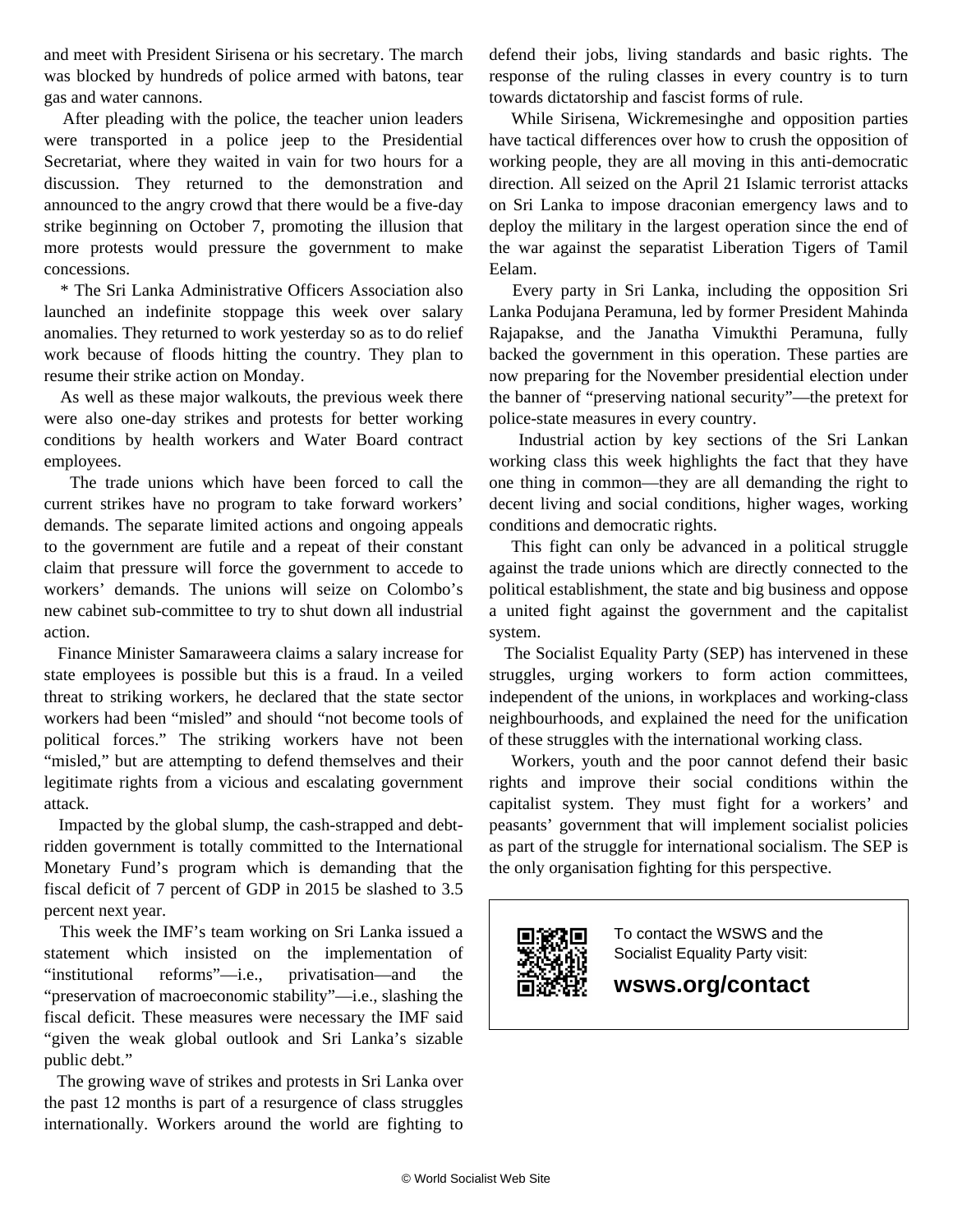and meet with President Sirisena or his secretary. The march was blocked by hundreds of police armed with batons, tear gas and water cannons.

After pleading with the police, the teacher union leaders were transported in a police jeep to the Presidential Secretariat, where they waited in vain for two hours for a discussion. They returned to the demonstration and announced to the angry crowd that there would be a five-day strike beginning on October 7, promoting the illusion that more protests would pressure the government to make concessions.

* The Sri Lanka Administrative Officers Association also launched an indefinite stoppage this week over salary anomalies. They returned to work yesterday so as to do relief work because of floods hitting the country. They plan to resume their strike action on Monday.

As well as these major walkouts, the previous week there were also one-day strikes and protests for better working conditions by health workers and Water Board contract employees.

The trade unions which have been forced to call the current strikes have no program to take forward workers' demands. The separate limited actions and ongoing appeals to the government are futile and a repeat of their constant claim that pressure will force the government to accede to workers' demands. The unions will seize on Colombo's new cabinet sub-committee to try to shut down all industrial action.

Finance Minister Samaraweera claims a salary increase for state employees is possible but this is a fraud. In a veiled threat to striking workers, he declared that the state sector workers had been "misled" and should "not become tools of political forces." The striking workers have not been "misled," but are attempting to defend themselves and their legitimate rights from a vicious and escalating government attack.

Impacted by the global slump, the cash-strapped and debt-ridden government is totally committed to the International Monetary Fund's program which is demanding that the fiscal deficit of 7 percent of GDP in 2015 be slashed to 3.5 percent next year.

This week the IMF's team working on Sri Lanka issued a statement which insisted on the implementation of "institutional reforms"—i.e., privatisation—and the "preservation of macroeconomic stability"—i.e., slashing the fiscal deficit. These measures were necessary the IMF said "given the weak global outlook and Sri Lanka's sizable public debt."

The growing wave of strikes and protests in Sri Lanka over the past 12 months is part of a resurgence of class struggles internationally. Workers around the world are fighting to defend their jobs, living standards and basic rights. The response of the ruling classes in every country is to turn towards dictatorship and fascist forms of rule.

While Sirisena, Wickremesinghe and opposition parties have tactical differences over how to crush the opposition of working people, they are all moving in this anti-democratic direction. All seized on the April 21 Islamic terrorist attacks on Sri Lanka to impose draconian emergency laws and to deploy the military in the largest operation since the end of the war against the separatist Liberation Tigers of Tamil Eelam.

Every party in Sri Lanka, including the opposition Sri Lanka Podujana Peramuna, led by former President Mahinda Rajapakse, and the Janatha Vimukthi Peramuna, fully backed the government in this operation. These parties are now preparing for the November presidential election under the banner of "preserving national security"—the pretext for police-state measures in every country.

Industrial action by key sections of the Sri Lankan working class this week highlights the fact that they have one thing in common—they are all demanding the right to decent living and social conditions, higher wages, working conditions and democratic rights.

This fight can only be advanced in a political struggle against the trade unions which are directly connected to the political establishment, the state and big business and oppose a united fight against the government and the capitalist system.

The Socialist Equality Party (SEP) has intervened in these struggles, urging workers to form action committees, independent of the unions, in workplaces and working-class neighbourhoods, and explained the need for the unification of these struggles with the international working class.

Workers, youth and the poor cannot defend their basic rights and improve their social conditions within the capitalist system. They must fight for a workers' and peasants' government that will implement socialist policies as part of the struggle for international socialism. The SEP is the only organisation fighting for this perspective.

To contact the WSWS and the Socialist Equality Party visit:

**wsws.org/contact**